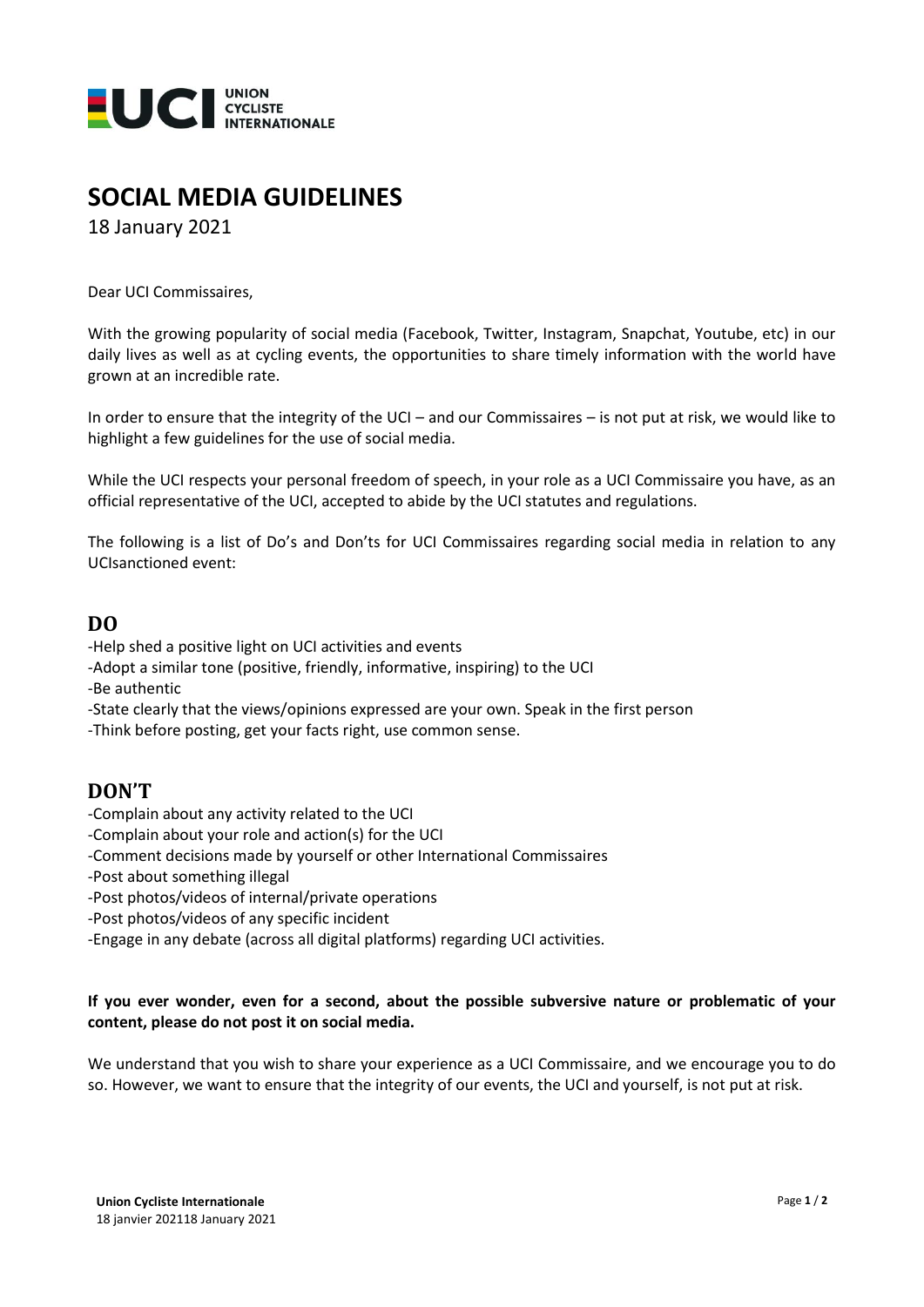# SOCIAL MEDIA GUIDELINES

18 January 2021

Dear UCI Commissaires,

With the growing popularity of social media (Facebook, Twitter, Instagram, Snapchat, Youtube, etc) in our daily lives as well as at cycling events, the opportunities to share timely information with the world have grown at an incredible rate.

In order to ensure that the integrity of the UCI – and our Commissaires – is not put at risk, we would like to highlight a few guidelines for the use of social media.

While the UCI respects your personal freedom of speech, in your role as a UCI Commissaire you have, as an official representative of the UCI, accepted to abide by the UCI statutes and regulations.

The following is a list of Do's and Don'ts for UCI Commissaires regarding social media in relation to any UCIsanctioned event:

## DO

-Help shed a positive light on UCI activities and events
-Adopt a similar tone (positive, friendly, informative, inspiring) to the UCI
-Be authentic
-State clearly that the views/opinions expressed are your own. Speak in the first person
-Think before posting, get your facts right, use common sense.

## DON'T

-Complain about any activity related to the UCI
-Complain about your role and action(s) for the UCI
-Comment decisions made by yourself or other International Commissaires
-Post about something illegal
-Post photos/videos of internal/private operations
-Post photos/videos of any specific incident
-Engage in any debate (across all digital platforms) regarding UCI activities.

**If you ever wonder, even for a second, about the possible subversive nature or problematic of your content, please do not post it on social media.**

We understand that you wish to share your experience as a UCI Commissaire, and we encourage you to do so. However, we want to ensure that the integrity of our events, the UCI and yourself, is not put at risk.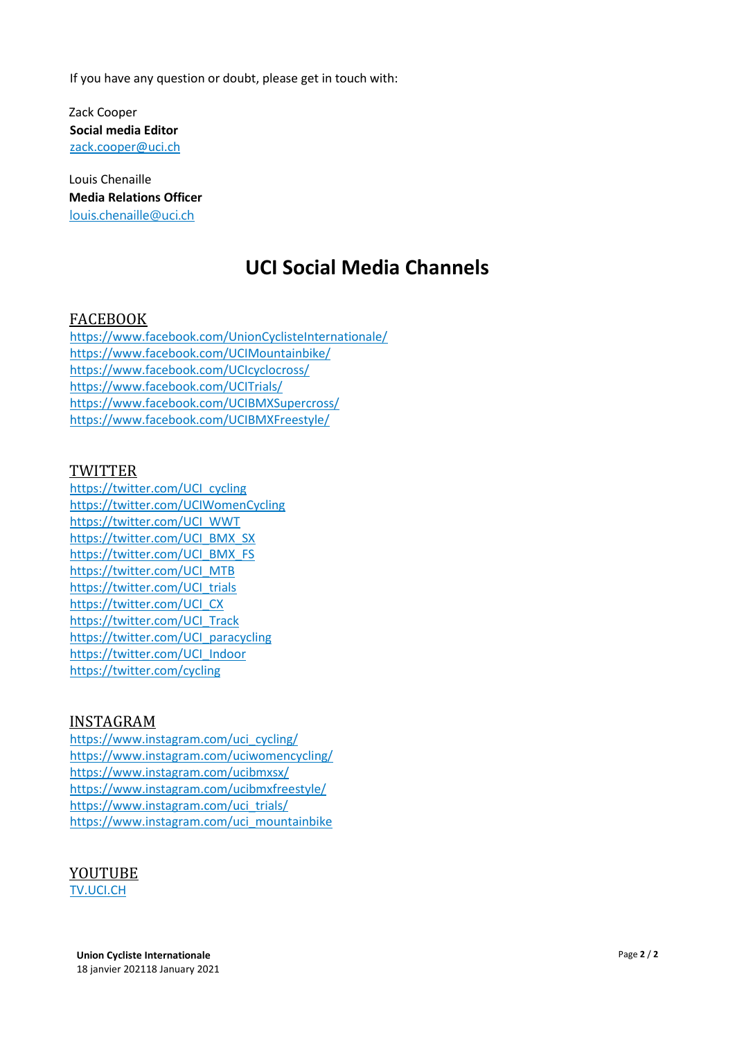If you have any question or doubt, please get in touch with:

Zack Cooper
**Social media Editor**
zack.cooper@uci.ch

Louis Chenaille
**Media Relations Officer**
louis.chenaille@uci.ch

# UCI Social Media Channels

## FACEBOOK

https://www.facebook.com/UnionCyclisteInternationale/
https://www.facebook.com/UCIMountainbike/
https://www.facebook.com/UCIcyclocross/
https://www.facebook.com/UCITrials/
https://www.facebook.com/UCIBMXSupercross/
https://www.facebook.com/UCIBMXFreestyle/

## TWITTER

https://twitter.com/UCI_cycling
https://twitter.com/UCIWomenCycling
https://twitter.com/UCI_WWT
https://twitter.com/UCI_BMX_SX
https://twitter.com/UCI_BMX_FS
https://twitter.com/UCI_MTB
https://twitter.com/UCI_trials
https://twitter.com/UCI_CX
https://twitter.com/UCI_Track
https://twitter.com/UCI_paracycling
https://twitter.com/UCI_Indoor
https://twitter.com/cycling

## INSTAGRAM

https://www.instagram.com/uci_cycling/
https://www.instagram.com/uciwomencycling/
https://www.instagram.com/ucibmxsx/
https://www.instagram.com/ucibmxfreestyle/
https://www.instagram.com/uci_trials/
https://www.instagram.com/uci_mountainbike

## YOUTUBE

TV.UCI.CH